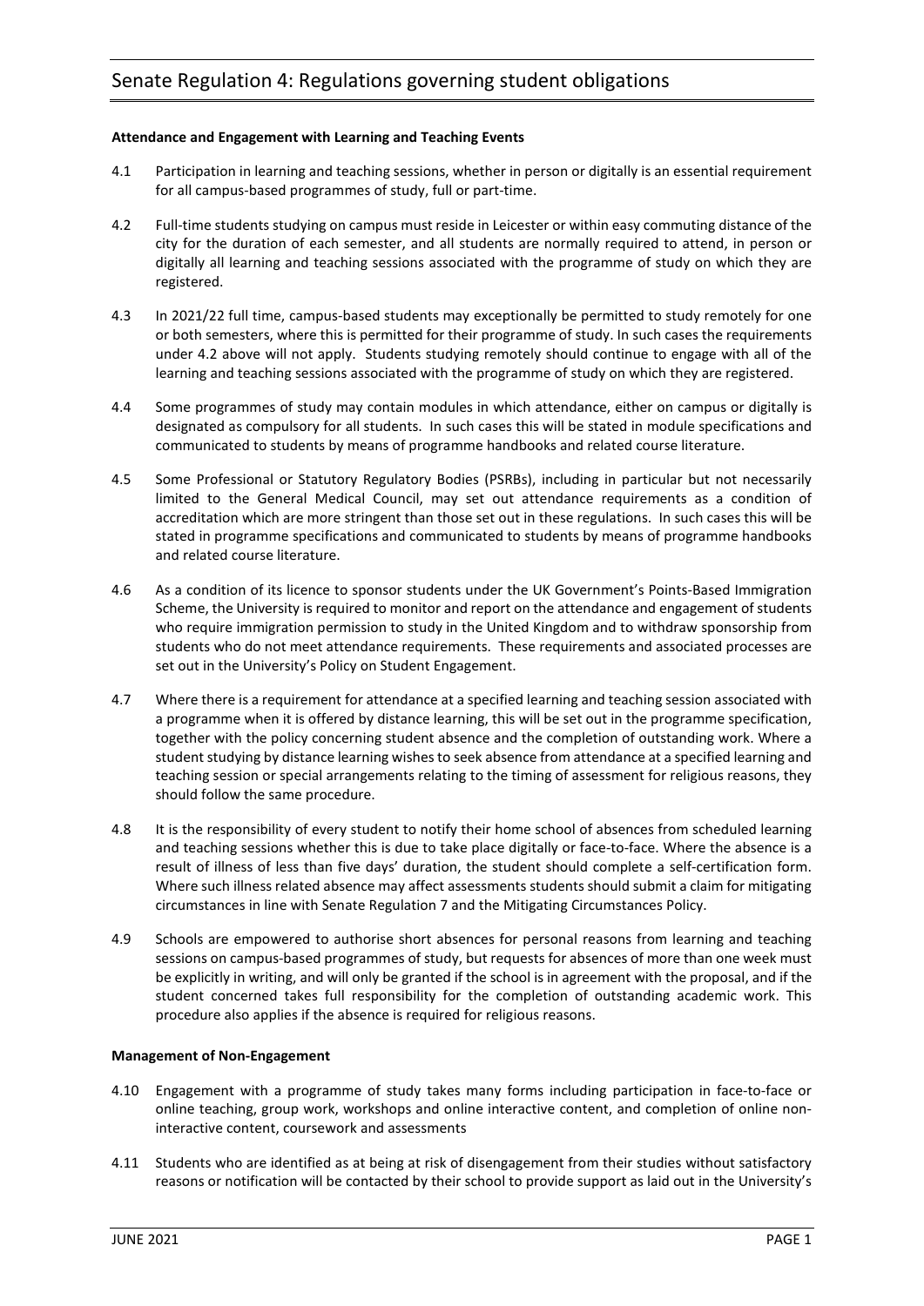# Senate Regulation 4: Regulations governing student obligations

**Attendance and Engagement with Learning and Teaching Events**

4.1 Participation in learning and teaching sessions, whether in person or digitally is an essential requirement for all campus-based programmes of study, full or part-time.

4.2 Full-time students studying on campus must reside in Leicester or within easy commuting distance of the city for the duration of each semester, and all students are normally required to attend, in person or digitally all learning and teaching sessions associated with the programme of study on which they are registered.

4.3 In 2021/22 full time, campus-based students may exceptionally be permitted to study remotely for one or both semesters, where this is permitted for their programme of study. In such cases the requirements under 4.2 above will not apply. Students studying remotely should continue to engage with all of the learning and teaching sessions associated with the programme of study on which they are registered.

4.4 Some programmes of study may contain modules in which attendance, either on campus or digitally is designated as compulsory for all students. In such cases this will be stated in module specifications and communicated to students by means of programme handbooks and related course literature.

4.5 Some Professional or Statutory Regulatory Bodies (PSRBs), including in particular but not necessarily limited to the General Medical Council, may set out attendance requirements as a condition of accreditation which are more stringent than those set out in these regulations. In such cases this will be stated in programme specifications and communicated to students by means of programme handbooks and related course literature.

4.6 As a condition of its licence to sponsor students under the UK Government's Points-Based Immigration Scheme, the University is required to monitor and report on the attendance and engagement of students who require immigration permission to study in the United Kingdom and to withdraw sponsorship from students who do not meet attendance requirements. These requirements and associated processes are set out in the University's Policy on Student Engagement.

4.7 Where there is a requirement for attendance at a specified learning and teaching session associated with a programme when it is offered by distance learning, this will be set out in the programme specification, together with the policy concerning student absence and the completion of outstanding work. Where a student studying by distance learning wishes to seek absence from attendance at a specified learning and teaching session or special arrangements relating to the timing of assessment for religious reasons, they should follow the same procedure.

4.8 It is the responsibility of every student to notify their home school of absences from scheduled learning and teaching sessions whether this is due to take place digitally or face-to-face. Where the absence is a result of illness of less than five days' duration, the student should complete a self-certification form. Where such illness related absence may affect assessments students should submit a claim for mitigating circumstances in line with Senate Regulation 7 and the Mitigating Circumstances Policy.

4.9 Schools are empowered to authorise short absences for personal reasons from learning and teaching sessions on campus-based programmes of study, but requests for absences of more than one week must be explicitly in writing, and will only be granted if the school is in agreement with the proposal, and if the student concerned takes full responsibility for the completion of outstanding academic work. This procedure also applies if the absence is required for religious reasons.

**Management of Non-Engagement**

4.10 Engagement with a programme of study takes many forms including participation in face-to-face or online teaching, group work, workshops and online interactive content, and completion of online non-interactive content, coursework and assessments

4.11 Students who are identified as at being at risk of disengagement from their studies without satisfactory reasons or notification will be contacted by their school to provide support as laid out in the University's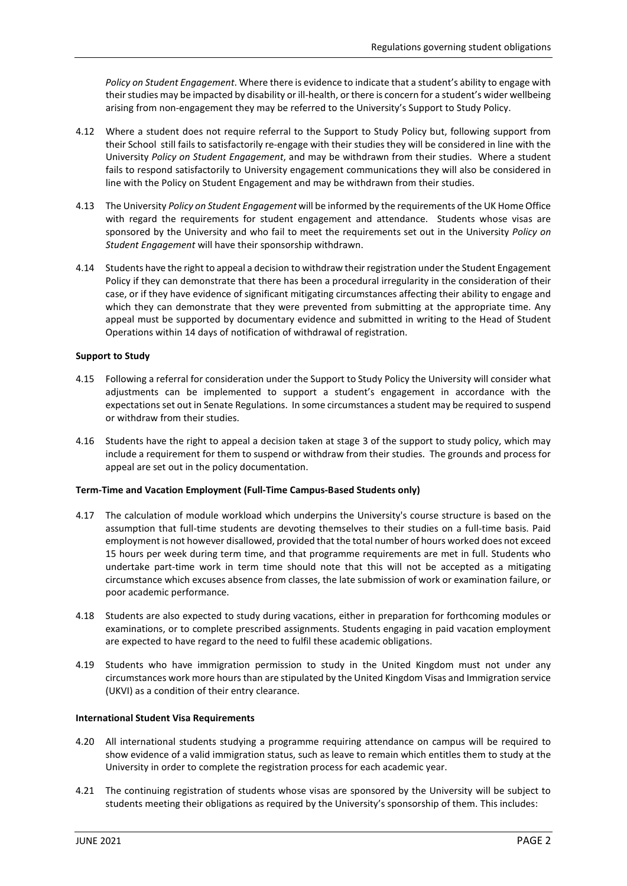*Policy on Student Engagement*. Where there is evidence to indicate that a student's ability to engage with their studies may be impacted by disability or ill-health, or there is concern for a student's wider wellbeing arising from non-engagement they may be referred to the University's Support to Study Policy.

4.12 Where a student does not require referral to the Support to Study Policy but, following support from their School still fails to satisfactorily re-engage with their studies they will be considered in line with the University *Policy on Student Engagement*, and may be withdrawn from their studies. Where a student fails to respond satisfactorily to University engagement communications they will also be considered in line with the Policy on Student Engagement and may be withdrawn from their studies.

4.13 The University *Policy on Student Engagement* will be informed by the requirements of the UK Home Office with regard the requirements for student engagement and attendance. Students whose visas are sponsored by the University and who fail to meet the requirements set out in the University *Policy on Student Engagement* will have their sponsorship withdrawn.

4.14 Students have the right to appeal a decision to withdraw their registration under the Student Engagement Policy if they can demonstrate that there has been a procedural irregularity in the consideration of their case, or if they have evidence of significant mitigating circumstances affecting their ability to engage and which they can demonstrate that they were prevented from submitting at the appropriate time. Any appeal must be supported by documentary evidence and submitted in writing to the Head of Student Operations within 14 days of notification of withdrawal of registration.

**Support to Study**

4.15 Following a referral for consideration under the Support to Study Policy the University will consider what adjustments can be implemented to support a student's engagement in accordance with the expectations set out in Senate Regulations. In some circumstances a student may be required to suspend or withdraw from their studies.

4.16 Students have the right to appeal a decision taken at stage 3 of the support to study policy, which may include a requirement for them to suspend or withdraw from their studies. The grounds and process for appeal are set out in the policy documentation.

**Term-Time and Vacation Employment (Full-Time Campus-Based Students only)**

4.17 The calculation of module workload which underpins the University's course structure is based on the assumption that full-time students are devoting themselves to their studies on a full-time basis. Paid employment is not however disallowed, provided that the total number of hours worked does not exceed 15 hours per week during term time, and that programme requirements are met in full. Students who undertake part-time work in term time should note that this will not be accepted as a mitigating circumstance which excuses absence from classes, the late submission of work or examination failure, or poor academic performance.

4.18 Students are also expected to study during vacations, either in preparation for forthcoming modules or examinations, or to complete prescribed assignments. Students engaging in paid vacation employment are expected to have regard to the need to fulfil these academic obligations.

4.19 Students who have immigration permission to study in the United Kingdom must not under any circumstances work more hours than are stipulated by the United Kingdom Visas and Immigration service (UKVI) as a condition of their entry clearance.

**International Student Visa Requirements**

4.20 All international students studying a programme requiring attendance on campus will be required to show evidence of a valid immigration status, such as leave to remain which entitles them to study at the University in order to complete the registration process for each academic year.

4.21 The continuing registration of students whose visas are sponsored by the University will be subject to students meeting their obligations as required by the University's sponsorship of them. This includes: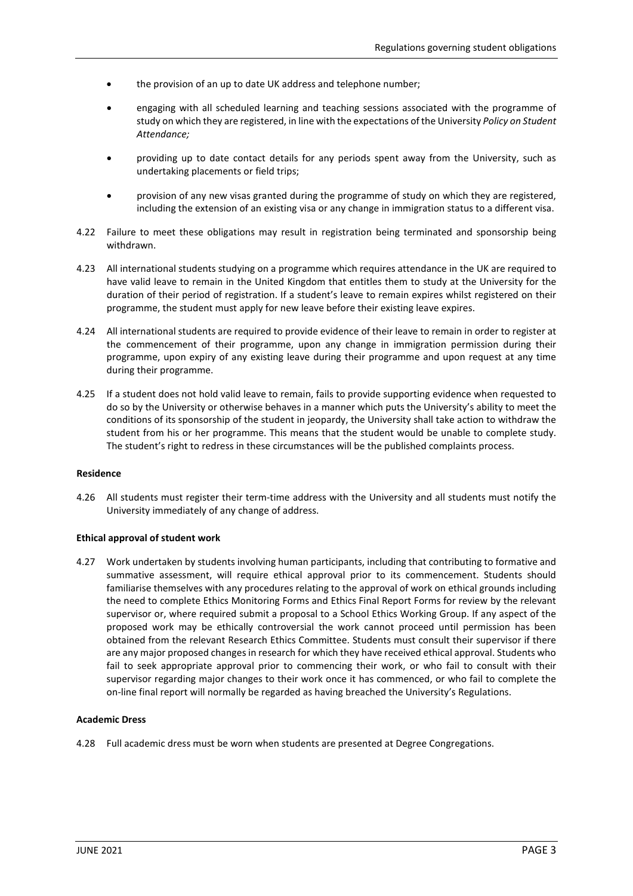- the provision of an up to date UK address and telephone number;
- engaging with all scheduled learning and teaching sessions associated with the programme of study on which they are registered, in line with the expectations of the University *Policy on Student Attendance;*
- providing up to date contact details for any periods spent away from the University, such as undertaking placements or field trips;
- provision of any new visas granted during the programme of study on which they are registered, including the extension of an existing visa or any change in immigration status to a different visa.

4.22 Failure to meet these obligations may result in registration being terminated and sponsorship being withdrawn.

4.23 All international students studying on a programme which requires attendance in the UK are required to have valid leave to remain in the United Kingdom that entitles them to study at the University for the duration of their period of registration. If a student's leave to remain expires whilst registered on their programme, the student must apply for new leave before their existing leave expires.

4.24 All international students are required to provide evidence of their leave to remain in order to register at the commencement of their programme, upon any change in immigration permission during their programme, upon expiry of any existing leave during their programme and upon request at any time during their programme.

4.25 If a student does not hold valid leave to remain, fails to provide supporting evidence when requested to do so by the University or otherwise behaves in a manner which puts the University's ability to meet the conditions of its sponsorship of the student in jeopardy, the University shall take action to withdraw the student from his or her programme. This means that the student would be unable to complete study. The student's right to redress in these circumstances will be the published complaints process.

**Residence**

4.26 All students must register their term-time address with the University and all students must notify the University immediately of any change of address.

**Ethical approval of student work**

4.27 Work undertaken by students involving human participants, including that contributing to formative and summative assessment, will require ethical approval prior to its commencement. Students should familiarise themselves with any procedures relating to the approval of work on ethical grounds including the need to complete Ethics Monitoring Forms and Ethics Final Report Forms for review by the relevant supervisor or, where required submit a proposal to a School Ethics Working Group. If any aspect of the proposed work may be ethically controversial the work cannot proceed until permission has been obtained from the relevant Research Ethics Committee. Students must consult their supervisor if there are any major proposed changes in research for which they have received ethical approval. Students who fail to seek appropriate approval prior to commencing their work, or who fail to consult with their supervisor regarding major changes to their work once it has commenced, or who fail to complete the on-line final report will normally be regarded as having breached the University's Regulations.

**Academic Dress**

4.28 Full academic dress must be worn when students are presented at Degree Congregations.